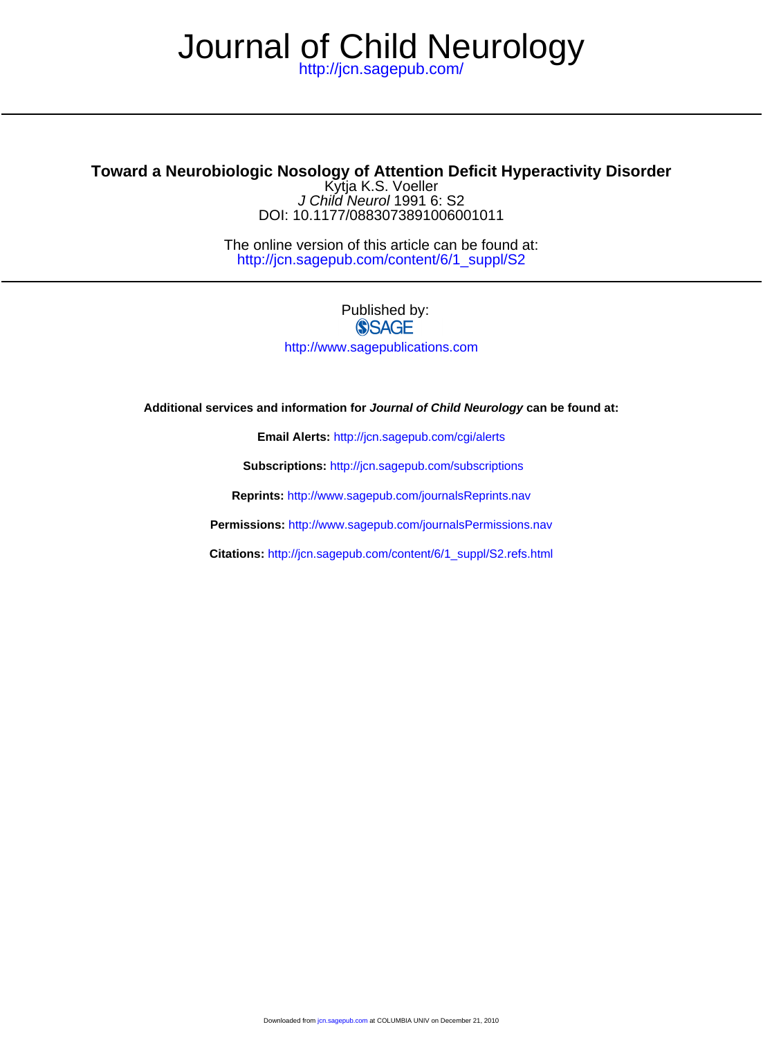# Journal of Child Neurology

http://jcn.sagepub.com/

## Toward a Neurobiologic Nosology of Attention Deficit Hyperactivity Disorder

Kytja K.S. Voeller

*J Child Neurol* 1991 6: S2

DOI: 10.1177/0883073891006001011

The online version of this article can be found at:
http://jcn.sagepub.com/content/6/1_suppl/S2

Published by:

SAGE

http://www.sagepublications.com

**Additional services and information for *Journal of Child Neurology* can be found at:**

**Email Alerts:** http://jcn.sagepub.com/cgi/alerts

**Subscriptions:** http://jcn.sagepub.com/subscriptions

**Reprints:** http://www.sagepub.com/journalsReprints.nav

**Permissions:** http://www.sagepub.com/journalsPermissions.nav

**Citations:** http://jcn.sagepub.com/content/6/1_suppl/S2.refs.html

Downloaded from jcn.sagepub.com at COLUMBIA UNIV on December 21, 2010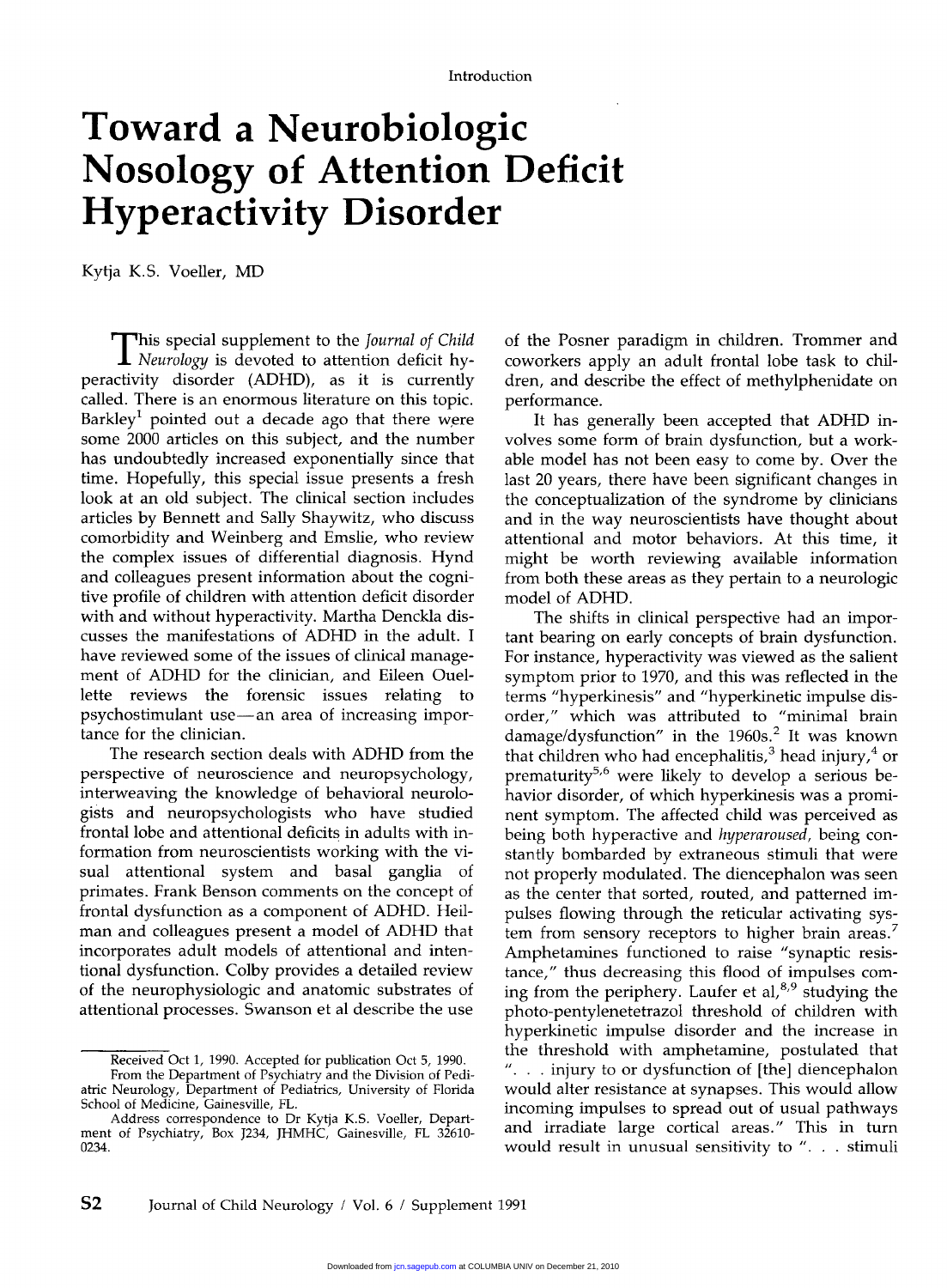Introduction

# Toward a Neurobiologic Nosology of Attention Deficit Hyperactivity Disorder

Kytja K.S. Voeller, MD

This special supplement to the *Journal of Child Neurology* is devoted to attention deficit hyperactivity disorder (ADHD), as it is currently called. There is an enormous literature on this topic. Barkley[1] pointed out a decade ago that there were some 2000 articles on this subject, and the number has undoubtedly increased exponentially since that time. Hopefully, this special issue presents a fresh look at an old subject. The clinical section includes articles by Bennett and Sally Shaywitz, who discuss comorbidity and Weinberg and Emslie, who review the complex issues of differential diagnosis. Hynd and colleagues present information about the cognitive profile of children with attention deficit disorder with and without hyperactivity. Martha Denckla discusses the manifestations of ADHD in the adult. I have reviewed some of the issues of clinical management of ADHD for the clinician, and Eileen Ouellette reviews the forensic issues relating to psychostimulant use—an area of increasing importance for the clinician.

The research section deals with ADHD from the perspective of neuroscience and neuropsychology, interweaving the knowledge of behavioral neurologists and neuropsychologists who have studied frontal lobe and attentional deficits in adults with information from neuroscientists working with the visual attentional system and basal ganglia of primates. Frank Benson comments on the concept of frontal dysfunction as a component of ADHD. Heilman and colleagues present a model of ADHD that incorporates adult models of attentional and intentional dysfunction. Colby provides a detailed review of the neurophysiologic and anatomic substrates of attentional processes. Swanson et al describe the use of the Posner paradigm in children. Trommer and coworkers apply an adult frontal lobe task to children, and describe the effect of methylphenidate on performance.

It has generally been accepted that ADHD involves some form of brain dysfunction, but a workable model has not been easy to come by. Over the last 20 years, there have been significant changes in the conceptualization of the syndrome by clinicians and in the way neuroscientists have thought about attentional and motor behaviors. At this time, it might be worth reviewing available information from both these areas as they pertain to a neurologic model of ADHD.

The shifts in clinical perspective had an important bearing on early concepts of brain dysfunction. For instance, hyperactivity was viewed as the salient symptom prior to 1970, and this was reflected in the terms "hyperkinesis" and "hyperkinetic impulse disorder," which was attributed to "minimal brain damage/dysfunction" in the 1960s.[2] It was known that children who had encephalitis,[3] head injury,[4] or prematurity[5,6] were likely to develop a serious behavior disorder, of which hyperkinesis was a prominent symptom. The affected child was perceived as being both hyperactive and *hyperaroused*, being constantly bombarded by extraneous stimuli that were not properly modulated. The diencephalon was seen as the center that sorted, routed, and patterned impulses flowing through the reticular activating system from sensory receptors to higher brain areas.[7] Amphetamines functioned to raise "synaptic resistance," thus decreasing this flood of impulses coming from the periphery. Laufer et al,[8,9] studying the photo-pentylenetetrazol threshold of children with hyperkinetic impulse disorder and the increase in the threshold with amphetamine, postulated that ". . . injury to or dysfunction of [the] diencephalon would alter resistance at synapses. This would allow incoming impulses to spread out of usual pathways and irradiate large cortical areas." This in turn would result in unusual sensitivity to ". . . stimuli

Received Oct 1, 1990. Accepted for publication Oct 5, 1990.

From the Department of Psychiatry and the Division of Pediatric Neurology, Department of Pediatrics, University of Florida School of Medicine, Gainesville, FL.

Address correspondence to Dr Kytja K.S. Voeller, Department of Psychiatry, Box J234, JHMHC, Gainesville, FL 32610-0234.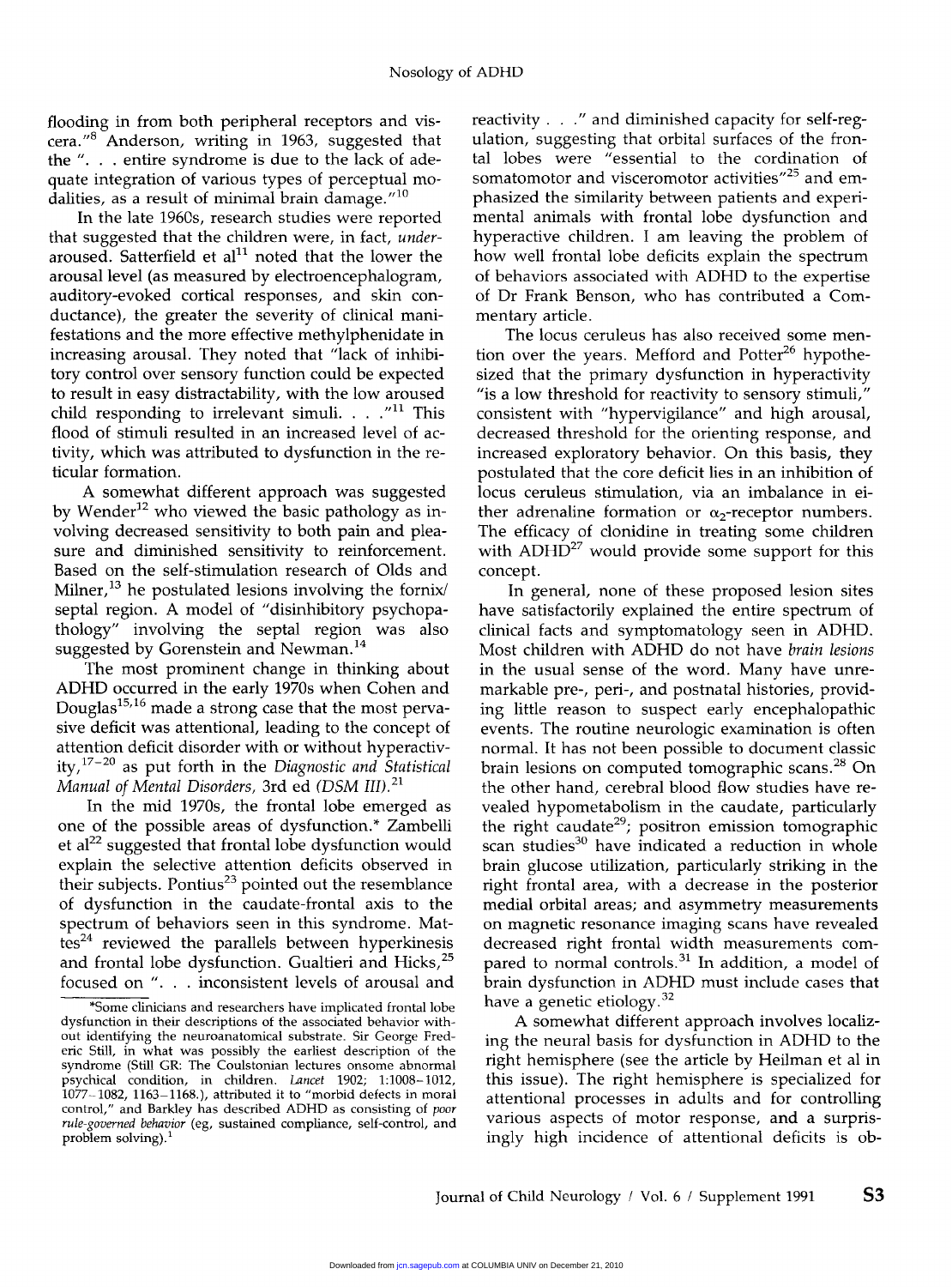flooding in from both peripheral receptors and viscera."[8] Anderson, writing in 1963, suggested that the ". . . entire syndrome is due to the lack of adequate integration of various types of perceptual modalities, as a result of minimal brain damage."[10]

In the late 1960s, research studies were reported that suggested that the children were, in fact, *under*-aroused. Satterfield et al[11] noted that the lower the arousal level (as measured by electroencephalogram, auditory-evoked cortical responses, and skin conductance), the greater the severity of clinical manifestations and the more effective methylphenidate in increasing arousal. They noted that "lack of inhibitory control over sensory function could be expected to result in easy distractability, with the low aroused child responding to irrelevant simuli. . . ."[11] This flood of stimuli resulted in an increased level of activity, which was attributed to dysfunction in the reticular formation.

A somewhat different approach was suggested by Wender[12] who viewed the basic pathology as involving decreased sensitivity to both pain and pleasure and diminished sensitivity to reinforcement. Based on the self-stimulation research of Olds and Milner,[13] he postulated lesions involving the fornix/septal region. A model of "disinhibitory psychopathology" involving the septal region was also suggested by Gorenstein and Newman.[14]

The most prominent change in thinking about ADHD occurred in the early 1970s when Cohen and Douglas[15,16] made a strong case that the most pervasive deficit was attentional, leading to the concept of attention deficit disorder with or without hyperactivity,[17–20] as put forth in the *Diagnostic and Statistical Manual of Mental Disorders,* 3rd ed (*DSM III*).[21]

In the mid 1970s, the frontal lobe emerged as one of the possible areas of dysfunction.* Zambelli et al[22] suggested that frontal lobe dysfunction would explain the selective attention deficits observed in their subjects. Pontius[23] pointed out the resemblance of dysfunction in the caudate-frontal axis to the spectrum of behaviors seen in this syndrome. Mattes[24] reviewed the parallels between hyperkinesis and frontal lobe dysfunction. Gualtieri and Hicks,[25] focused on ". . . inconsistent levels of arousal and reactivity . . ." and diminished capacity for self-regulation, suggesting that orbital surfaces of the frontal lobes were "essential to the cordination of somatomotor and visceromotor activities"[25] and emphasized the similarity between patients and experimental animals with frontal lobe dysfunction and hyperactive children. I am leaving the problem of how well frontal lobe deficits explain the spectrum of behaviors associated with ADHD to the expertise of Dr Frank Benson, who has contributed a Commentary article.

The locus ceruleus has also received some mention over the years. Mefford and Potter[26] hypothesized that the primary dysfunction in hyperactivity "is a low threshold for reactivity to sensory stimuli," consistent with "hypervigilance" and high arousal, decreased threshold for the orienting response, and increased exploratory behavior. On this basis, they postulated that the core deficit lies in an inhibition of locus ceruleus stimulation, via an imbalance in either adrenaline formation or $\alpha_2$-receptor numbers. The efficacy of clonidine in treating some children with ADHD[27] would provide some support for this concept.

In general, none of these proposed lesion sites have satisfactorily explained the entire spectrum of clinical facts and symptomatology seen in ADHD. Most children with ADHD do not have *brain lesions* in the usual sense of the word. Many have unremarkable pre-, peri-, and postnatal histories, providing little reason to suspect early encephalopathic events. The routine neurologic examination is often normal. It has not been possible to document classic brain lesions on computed tomographic scans.[28] On the other hand, cerebral blood flow studies have revealed hypometabolism in the caudate, particularly the right caudate[29]; positron emission tomographic scan studies[30] have indicated a reduction in whole brain glucose utilization, particularly striking in the right frontal area, with a decrease in the posterior medial orbital areas; and asymmetry measurements on magnetic resonance imaging scans have revealed decreased right frontal width measurements compared to normal controls.[31] In addition, a model of brain dysfunction in ADHD must include cases that have a genetic etiology.[32]

A somewhat different approach involves localizing the neural basis for dysfunction in ADHD to the right hemisphere (see the article by Heilman et al in this issue). The right hemisphere is specialized for attentional processes in adults and for controlling various aspects of motor response, and a surprisingly high incidence of attentional deficits is ob-

*Some clinicians and researchers have implicated frontal lobe dysfunction in their descriptions of the associated behavior without identifying the neuroanatomical substrate. Sir George Frederic Still, in what was possibly the earliest description of the syndrome (Still GR: The Coulstonian lectures onsome abnormal psychical condition, in children. *Lancet* 1902; 1:1008–1012, 1077–1082, 1163–1168.), attributed it to "morbid defects in moral control," and Barkley has described ADHD as consisting of *poor rule-governed behavior* (eg, sustained compliance, self-control, and problem solving).[1]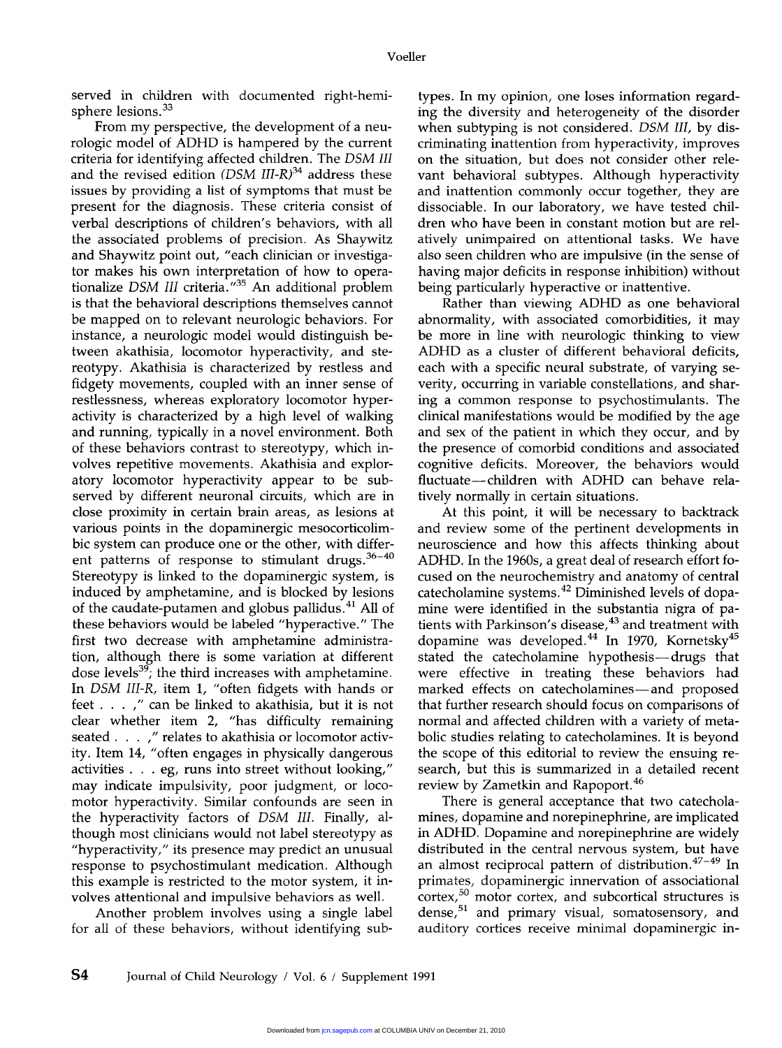served in children with documented right-hemisphere lesions.[33]

From my perspective, the development of a neurologic model of ADHD is hampered by the current criteria for identifying affected children. The *DSM III* and the revised edition (*DSM III-R*)[34] address these issues by providing a list of symptoms that must be present for the diagnosis. These criteria consist of verbal descriptions of children's behaviors, with all the associated problems of precision. As Shaywitz and Shaywitz point out, "each clinician or investigator makes his own interpretation of how to operationalize *DSM III* criteria."[35] An additional problem is that the behavioral descriptions themselves cannot be mapped on to relevant neurologic behaviors. For instance, a neurologic model would distinguish between akathisia, locomotor hyperactivity, and stereotypy. Akathisia is characterized by restless and fidgety movements, coupled with an inner sense of restlessness, whereas exploratory locomotor hyperactivity is characterized by a high level of walking and running, typically in a novel environment. Both of these behaviors contrast to stereotypy, which involves repetitive movements. Akathisia and exploratory locomotor hyperactivity appear to be subserved by different neuronal circuits, which are in close proximity in certain brain areas, as lesions at various points in the dopaminergic mesocorticolimbic system can produce one or the other, with different patterns of response to stimulant drugs.[36-40] Stereotypy is linked to the dopaminergic system, is induced by amphetamine, and is blocked by lesions of the caudate-putamen and globus pallidus.[41] All of these behaviors would be labeled "hyperactive." The first two decrease with amphetamine administration, although there is some variation at different dose levels[39]; the third increases with amphetamine. In *DSM III-R*, item 1, "often fidgets with hands or feet . . . ," can be linked to akathisia, but it is not clear whether item 2, "has difficulty remaining seated . . . ," relates to akathisia or locomotor activity. Item 14, "often engages in physically dangerous activities . . . eg, runs into street without looking," may indicate impulsivity, poor judgment, or locomotor hyperactivity. Similar confounds are seen in the hyperactivity factors of *DSM III*. Finally, although most clinicians would not label stereotypy as "hyperactivity," its presence may predict an unusual response to psychostimulant medication. Although this example is restricted to the motor system, it involves attentional and impulsive behaviors as well.

Another problem involves using a single label for all of these behaviors, without identifying subtypes. In my opinion, one loses information regarding the diversity and heterogeneity of the disorder when subtyping is not considered. *DSM III*, by discriminating inattention from hyperactivity, improves on the situation, but does not consider other relevant behavioral subtypes. Although hyperactivity and inattention commonly occur together, they are dissociable. In our laboratory, we have tested children who have been in constant motion but are relatively unimpaired on attentional tasks. We have also seen children who are impulsive (in the sense of having major deficits in response inhibition) without being particularly hyperactive or inattentive.

Rather than viewing ADHD as one behavioral abnormality, with associated comorbidities, it may be more in line with neurologic thinking to view ADHD as a cluster of different behavioral deficits, each with a specific neural substrate, of varying severity, occurring in variable constellations, and sharing a common response to psychostimulants. The clinical manifestations would be modified by the age and sex of the patient in which they occur, and by the presence of comorbid conditions and associated cognitive deficits. Moreover, the behaviors would fluctuate—children with ADHD can behave relatively normally in certain situations.

At this point, it will be necessary to backtrack and review some of the pertinent developments in neuroscience and how this affects thinking about ADHD. In the 1960s, a great deal of research effort focused on the neurochemistry and anatomy of central catecholamine systems.[42] Diminished levels of dopamine were identified in the substantia nigra of patients with Parkinson's disease,[43] and treatment with dopamine was developed.[44] In 1970, Kornetsky[45] stated the catecholamine hypothesis—drugs that were effective in treating these behaviors had marked effects on catecholamines—and proposed that further research should focus on comparisons of normal and affected children with a variety of metabolic studies relating to catecholamines. It is beyond the scope of this editorial to review the ensuing research, but this is summarized in a detailed recent review by Zametkin and Rapoport.[46]

There is general acceptance that two catecholamines, dopamine and norepinephrine, are implicated in ADHD. Dopamine and norepinephrine are widely distributed in the central nervous system, but have an almost reciprocal pattern of distribution.[47-49] In primates, dopaminergic innervation of associational cortex,[50] motor cortex, and subcortical structures is dense,[51] and primary visual, somatosensory, and auditory cortices receive minimal dopaminergic in-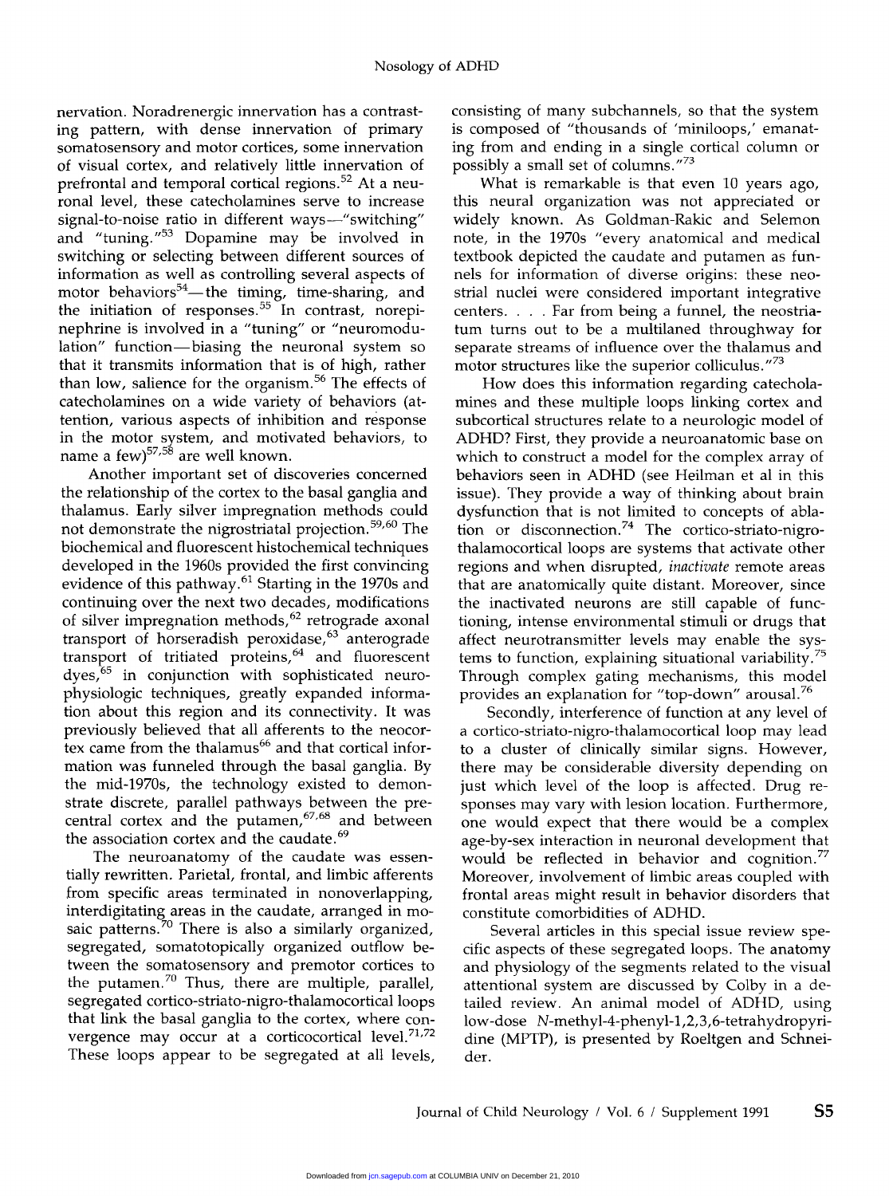nervation. Noradrenergic innervation has a contrasting pattern, with dense innervation of primary somatosensory and motor cortices, some innervation of visual cortex, and relatively little innervation of prefrontal and temporal cortical regions.[52] At a neuronal level, these catecholamines serve to increase signal-to-noise ratio in different ways—"switching" and "tuning."[53] Dopamine may be involved in switching or selecting between different sources of information as well as controlling several aspects of motor behaviors[54]—the timing, time-sharing, and the initiation of responses.[55] In contrast, norepinephrine is involved in a "tuning" or "neuromodulation" function—biasing the neuronal system so that it transmits information that is of high, rather than low, salience for the organism.[56] The effects of catecholamines on a wide variety of behaviors (attention, various aspects of inhibition and response in the motor system, and motivated behaviors, to name a few)[57,58] are well known.

Another important set of discoveries concerned the relationship of the cortex to the basal ganglia and thalamus. Early silver impregnation methods could not demonstrate the nigrostriatal projection.[59,60] The biochemical and fluorescent histochemical techniques developed in the 1960s provided the first convincing evidence of this pathway.[61] Starting in the 1970s and continuing over the next two decades, modifications of silver impregnation methods,[62] retrograde axonal transport of horseradish peroxidase,[63] anterograde transport of tritiated proteins,[64] and fluorescent dyes,[65] in conjunction with sophisticated neurophysiologic techniques, greatly expanded information about this region and its connectivity. It was previously believed that all afferents to the neocortex came from the thalamus[66] and that cortical information was funneled through the basal ganglia. By the mid-1970s, the technology existed to demonstrate discrete, parallel pathways between the precentral cortex and the putamen,[67,68] and between the association cortex and the caudate.[69]

The neuroanatomy of the caudate was essentially rewritten. Parietal, frontal, and limbic afferents from specific areas terminated in nonoverlapping, interdigitating areas in the caudate, arranged in mosaic patterns.[70] There is also a similarly organized, segregated, somatotopically organized outflow between the somatosensory and premotor cortices to the putamen.[70] Thus, there are multiple, parallel, segregated cortico-striato-nigro-thalamocortical loops that link the basal ganglia to the cortex, where convergence may occur at a corticocortical level.[71,72] These loops appear to be segregated at all levels, consisting of many subchannels, so that the system is composed of "thousands of 'miniloops,' emanating from and ending in a single cortical column or possibly a small set of columns."[73]

What is remarkable is that even 10 years ago, this neural organization was not appreciated or widely known. As Goldman-Rakic and Selemon note, in the 1970s "every anatomical and medical textbook depicted the caudate and putamen as funnels for information of diverse origins: these neostrial nuclei were considered important integrative centers. . . . Far from being a funnel, the neostriatum turns out to be a multilaned throughway for separate streams of influence over the thalamus and motor structures like the superior colliculus."[73]

How does this information regarding catecholamines and these multiple loops linking cortex and subcortical structures relate to a neurologic model of ADHD? First, they provide a neuroanatomic base on which to construct a model for the complex array of behaviors seen in ADHD (see Heilman et al in this issue). They provide a way of thinking about brain dysfunction that is not limited to concepts of ablation or disconnection.[74] The cortico-striato-nigro-thalamocortical loops are systems that activate other regions and when disrupted, *inactivate* remote areas that are anatomically quite distant. Moreover, since the inactivated neurons are still capable of functioning, intense environmental stimuli or drugs that affect neurotransmitter levels may enable the systems to function, explaining situational variability.[75] Through complex gating mechanisms, this model provides an explanation for "top-down" arousal.[76]

Secondly, interference of function at any level of a cortico-striato-nigro-thalamocortical loop may lead to a cluster of clinically similar signs. However, there may be considerable diversity depending on just which level of the loop is affected. Drug responses may vary with lesion location. Furthermore, one would expect that there would be a complex age-by-sex interaction in neuronal development that would be reflected in behavior and cognition.[77] Moreover, involvement of limbic areas coupled with frontal areas might result in behavior disorders that constitute comorbidities of ADHD.

Several articles in this special issue review specific aspects of these segregated loops. The anatomy and physiology of the segments related to the visual attentional system are discussed by Colby in a detailed review. An animal model of ADHD, using low-dose *N*-methyl-4-phenyl-1,2,3,6-tetrahydropyridine (MPTP), is presented by Roeltgen and Schneider.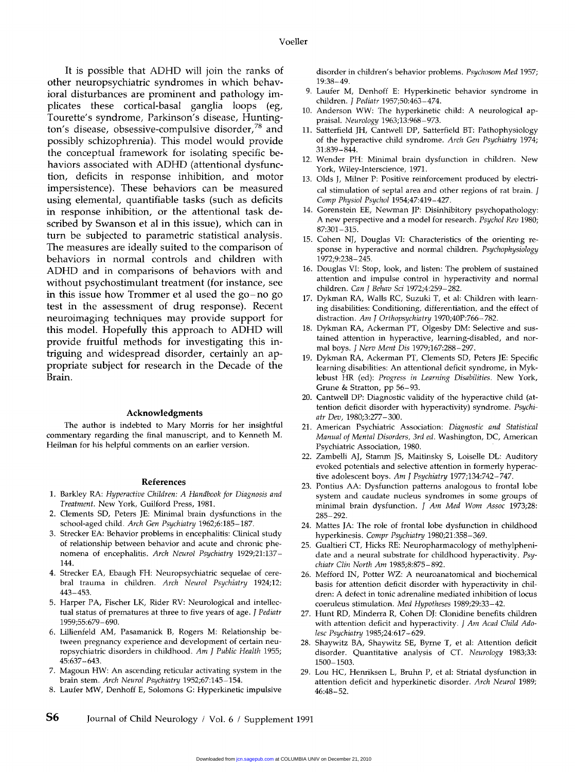It is possible that ADHD will join the ranks of other neuropsychiatric syndromes in which behavioral disturbances are prominent and pathology implicates these cortical-basal ganglia loops (eg, Tourette's syndrome, Parkinson's disease, Huntington's disease, obsessive-compulsive disorder,[78] and possibly schizophrenia). This model would provide the conceptual framework for isolating specific behaviors associated with ADHD (attentional dysfunction, deficits in response inhibition, and motor impersistence). These behaviors can be measured using elemental, quantifiable tasks (such as deficits in response inhibition, or the attentional task described by Swanson et al in this issue), which can in turn be subjected to parametric statistical analysis. The measures are ideally suited to the comparison of behaviors in normal controls and children with ADHD and in comparisons of behaviors with and without psychostimulant treatment (for instance, see in this issue how Trommer et al used the go–no go test in the assessment of drug response). Recent neuroimaging techniques may provide support for this model. Hopefully this approach to ADHD will provide fruitful methods for investigating this intriguing and widespread disorder, certainly an appropriate subject for research in the Decade of the Brain.

## Acknowledgments

The author is indebted to Mary Morris for her insightful commentary regarding the final manuscript, and to Kenneth M. Heilman for his helpful comments on an earlier version.

## References

1. Barkley RA: *Hyperactive Children: A Handbook for Diagnosis and Treatment*. New York, Guilford Press, 1981.
2. Clements SD, Peters JE: Minimal brain dysfunctions in the school-aged child. *Arch Gen Psychiatry* 1962;6:185–187.
3. Strecker EA: Behavior problems in encephalitis: Clinical study of relationship between behavior and acute and chronic phenomena of encephalitis. *Arch Neurol Psychiatry* 1929;21:137–144.
4. Strecker EA, Ebaugh FH: Neuropsychiatric sequelae of cerebral trauma in children. *Arch Neurol Psychiatry* 1924;12:443–453.
5. Harper PA, Fischer LK, Rider RV: Neurological and intellectual status of prematures at three to five years of age. *J Pediatr* 1959;55:679–690.
6. Lillienfeld AM, Pasamanick B, Rogers M: Relationship between pregnancy experience and development of certain neuropsychiatric disorders in childhood. *Am J Public Health* 1955;45:637–643.
7. Magoun HW: An ascending reticular activating system in the brain stem. *Arch Neurol Psychiatry* 1952;67:145–154.
8. Laufer MW, Denhoff E, Solomons G: Hyperkinetic impulsive disorder in children's behavior problems. *Psychosom Med* 1957;19:38–49.
9. Laufer M, Denhoff E: Hyperkinetic behavior syndrome in children. *J Pediatr* 1957;50:463–474.
10. Anderson WW: The hyperkinetic child: A neurological appraisal. *Neurology* 1963;13:968–973.
11. Satterfield JH, Cantwell DP, Satterfield BT: Pathophysiology of the hyperactive child syndrome. *Arch Gen Psychiatry* 1974;31:839–844.
12. Wender PH: Minimal brain dysfunction in children. New York, Wiley-Interscience, 1971.
13. Olds J, Milner P: Positive reinforcement produced by electrical stimulation of septal area and other regions of rat brain. *J Comp Physiol Psychol* 1954;47:419–427.
14. Gorenstein EE, Newman JP: Disinhibitory psychopathology: A new perspective and a model for research. *Psychol Rev* 1980;87:301–315.
15. Cohen NJ, Douglas VI: Characteristics of the orienting response in hyperactive and normal children. *Psychophysiology* 1972;9:238–245.
16. Douglas VI: Stop, look, and listen: The problem of sustained attention and impulse control in hyperactivity and normal children. *Can J Behav Sci* 1972;4:259–282.
17. Dykman RA, Walls RC, Suzuki T, et al: Children with learning disabilities: Conditioning, differentiation, and the effect of distraction. *Am J Orthopsychiatry* 1970;40P:766–782.
18. Dykman RA, Ackerman PT, Olgesby DM: Selective and sustained attention in hyperactive, learning-disabled, and normal boys. *J Nerv Ment Dis* 1979;167:288–297.
19. Dykman RA, Ackerman PT, Clements SD, Peters JE: Specific learning disabilities: An attentional deficit syndrome, in Myklebust HR (ed): *Progress in Learning Disabilities*. New York, Grune & Stratton, pp 56–93.
20. Cantwell DP: Diagnostic validity of the hyperactive child (attention deficit disorder with hyperactivity) syndrome. *Psychiatr Dev*, 1980;3:277–300.
21. American Psychiatric Association: *Diagnostic and Statistical Manual of Mental Disorders, 3rd ed*. Washington, DC, American Psychiatric Association, 1980.
22. Zambelli AJ, Stamm JS, Maitinsky S, Loiselle DL: Auditory evoked potentials and selective attention in formerly hyperactive adolescent boys. *Am J Psychiatry* 1977;134:742–747.
23. Pontius AA: Dysfunction patterns analogous to frontal lobe system and caudate nucleus syndromes in some groups of minimal brain dysfunction. *J Am Med Wom Assoc* 1973;28:285–292.
24. Mattes JA: The role of frontal lobe dysfunction in childhood hyperkinesis. *Compr Psychiatry* 1980;21:358–369.
25. Gualtieri CT, Hicks RE: Neuropharmacology of methylphenidate and a neural substrate for childhood hyperactivity. *Psychiatr Clin North Am* 1985;8:875–892.
26. Mefford IN, Potter WZ: A neuroanatomical and biochemical basis for attention deficit disorder with hyperactivity in children: A defect in tonic adrenaline mediated inhibition of locus coeruleus stimulation. *Med Hypotheses* 1989;29:33–42.
27. Hunt RD, Minderra R, Cohen DJ: Clonidine benefits children with attention deficit and hyperactivity. *J Am Acad Child Adolesc Psychiatry* 1985;24:617–629.
28. Shaywitz BA, Shaywitz SE, Byrne T, et al: Attention deficit disorder. Quantitative analysis of CT. *Neurology* 1983;33:1500–1503.
29. Lou HC, Henriksen L, Bruhn P, et al: Striatal dysfunction in attention deficit and hyperkinetic disorder. *Arch Neurol* 1989;46:48–52.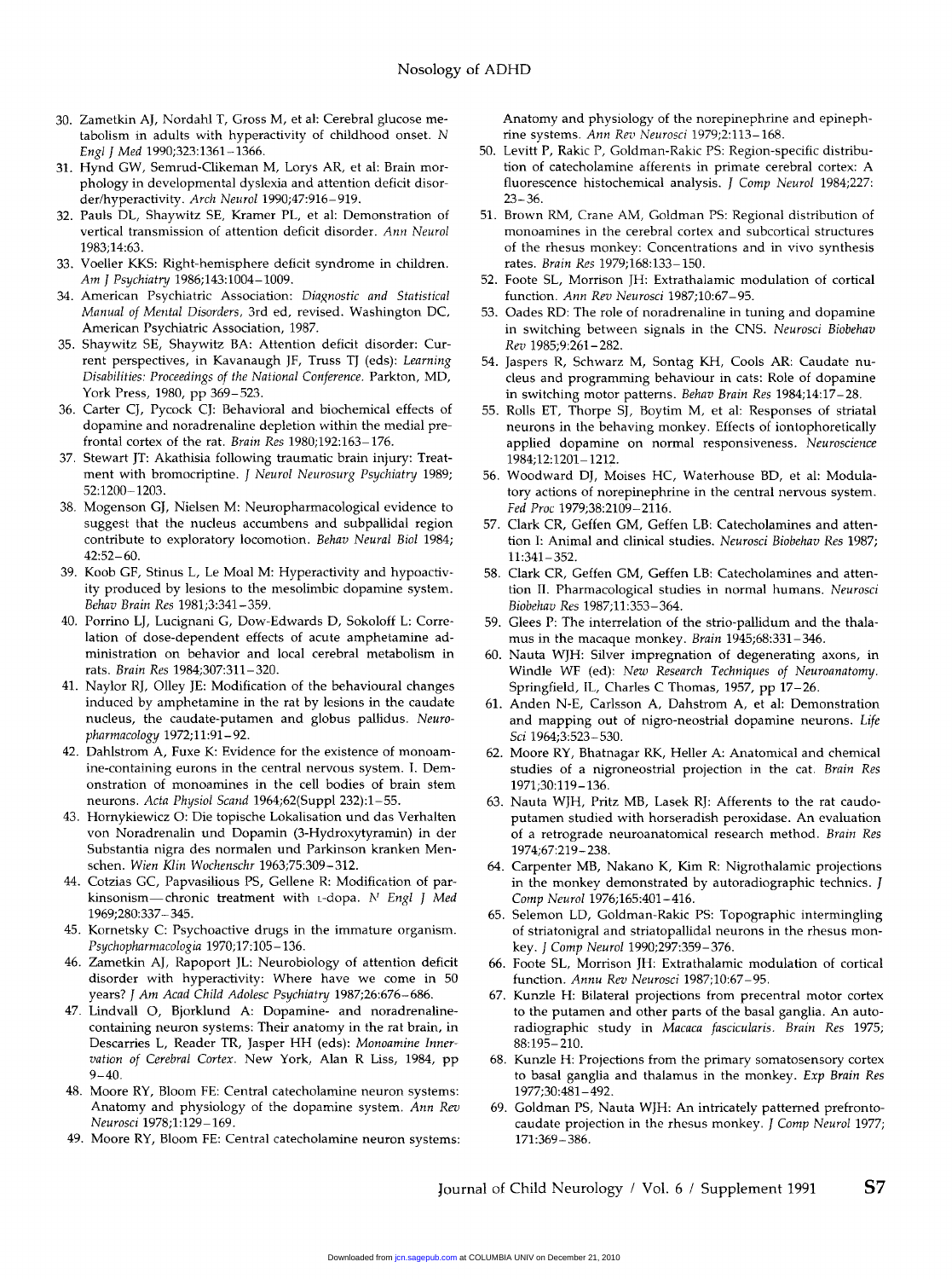30. Zametkin AJ, Nordahl T, Gross M, et al: Cerebral glucose metabolism in adults with hyperactivity of childhood onset. *N Engl J Med* 1990;323:1361–1366.
31. Hynd GW, Semrud-Clikeman M, Lorys AR, et al: Brain morphology in developmental dyslexia and attention deficit disorder/hyperactivity. *Arch Neurol* 1990;47:916–919.
32. Pauls DL, Shaywitz SE, Kramer PL, et al: Demonstration of vertical transmission of attention deficit disorder. *Ann Neurol* 1983;14:63.
33. Voeller KKS: Right-hemisphere deficit syndrome in children. *Am J Psychiatry* 1986;143:1004–1009.
34. American Psychiatric Association: *Diagnostic and Statistical Manual of Mental Disorders*, 3rd ed, revised. Washington DC, American Psychiatric Association, 1987.
35. Shaywitz SE, Shaywitz BA: Attention deficit disorder: Current perspectives, in Kavanaugh JF, Truss TJ (eds): *Learning Disabilities: Proceedings of the National Conference.* Parkton, MD, York Press, 1980, pp 369–523.
36. Carter CJ, Pycock CJ: Behavioral and biochemical effects of dopamine and noradrenaline depletion within the medial prefrontal cortex of the rat. *Brain Res* 1980;192:163–176.
37. Stewart JT: Akathisia following traumatic brain injury: Treatment with bromocriptine. *J Neurol Neurosurg Psychiatry* 1989; 52:1200–1203.
38. Mogenson GJ, Nielsen M: Neuropharmacological evidence to suggest that the nucleus accumbens and subpallidal region contribute to exploratory locomotion. *Behav Neural Biol* 1984; 42:52–60.
39. Koob GF, Stinus L, Le Moal M: Hyperactivity and hypoactivity produced by lesions to the mesolimbic dopamine system. *Behav Brain Res* 1981;3:341–359.
40. Porrino LJ, Lucignani G, Dow-Edwards D, Sokoloff L: Correlation of dose-dependent effects of acute amphetamine administration on behavior and local cerebral metabolism in rats. *Brain Res* 1984;307:311–320.
41. Naylor RJ, Olley JE: Modification of the behavioural changes induced by amphetamine in the rat by lesions in the caudate nucleus, the caudate-putamen and globus pallidus. *Neuropharmacology* 1972;11:91–92.
42. Dahlstrom A, Fuxe K: Evidence for the existence of monoamine-containing eurons in the central nervous system. I. Demonstration of monoamines in the cell bodies of brain stem neurons. *Acta Physiol Scand* 1964;62(Suppl 232):1–55.
43. Hornykiewicz O: Die topische Lokalisation und das Verhalten von Noradrenalin und Dopamin (3-Hydroxytyramin) in der Substantia nigra des normalen und Parkinson kranken Menschen. *Wien Klin Wochenschr* 1963;75:309–312.
44. Cotzias GC, Papvasilious PS, Gellene R: Modification of parkinsonism—chronic treatment with L-dopa. *N Engl J Med* 1969;280:337–345.
45. Kornetsky C: Psychoactive drugs in the immature organism. *Psychopharmacologia* 1970;17:105–136.
46. Zametkin AJ, Rapoport JL: Neurobiology of attention deficit disorder with hyperactivity: Where have we come in 50 years? *J Am Acad Child Adolesc Psychiatry* 1987;26:676–686.
47. Lindvall O, Bjorklund A: Dopamine- and noradrenaline-containing neuron systems: Their anatomy in the rat brain, in Descarries L, Reader TR, Jasper HH (eds): *Monoamine Innervation of Cerebral Cortex.* New York, Alan R Liss, 1984, pp 9–40.
48. Moore RY, Bloom FE: Central catecholamine neuron systems: Anatomy and physiology of the dopamine system. *Ann Rev Neurosci* 1978;1:129–169.
49. Moore RY, Bloom FE: Central catecholamine neuron systems: Anatomy and physiology of the norepinephrine and epinephrine systems. *Ann Rev Neurosci* 1979;2:113–168.
50. Levitt P, Rakic P, Goldman-Rakic PS: Region-specific distribution of catecholamine afferents in primate cerebral cortex: A fluorescence histochemical analysis. *J Comp Neurol* 1984;227: 23–36.
51. Brown RM, Crane AM, Goldman PS: Regional distribution of monoamines in the cerebral cortex and subcortical structures of the rhesus monkey: Concentrations and in vivo synthesis rates. *Brain Res* 1979;168:133–150.
52. Foote SL, Morrison JH: Extrathalamic modulation of cortical function. *Ann Rev Neurosci* 1987;10:67–95.
53. Oades RD: The role of noradrenaline in tuning and dopamine in switching between signals in the CNS. *Neurosci Biobehav Rev* 1985;9:261–282.
54. Jaspers R, Schwarz M, Sontag KH, Cools AR: Caudate nucleus and programming behaviour in cats: Role of dopamine in switching motor patterns. *Behav Brain Res* 1984;14:17–28.
55. Rolls ET, Thorpe SJ, Boytim M, et al: Responses of striatal neurons in the behaving monkey. Effects of iontophoretically applied dopamine on normal responsiveness. *Neuroscience* 1984;12:1201–1212.
56. Woodward DJ, Moises HC, Waterhouse BD, et al: Modulatory actions of norepinephrine in the central nervous system. *Fed Proc* 1979;38:2109–2116.
57. Clark CR, Geffen GM, Geffen LB: Catecholamines and attention I: Animal and clinical studies. *Neurosci Biobehav Res* 1987; 11:341–352.
58. Clark CR, Geffen GM, Geffen LB: Catecholamines and attention II. Pharmacological studies in normal humans. *Neurosci Biobehav Res* 1987;11:353–364.
59. Glees P: The interrelation of the strio-pallidum and the thalamus in the macaque monkey. *Brain* 1945;68:331–346.
60. Nauta WJH: Silver impregnation of degenerating axons, in Windle WF (ed): *New Research Techniques of Neuroanatomy.* Springfield, IL, Charles C Thomas, 1957, pp 17–26.
61. Anden N-E, Carlsson A, Dahstrom A, et al: Demonstration and mapping out of nigro-neostrial dopamine neurons. *Life Sci* 1964;3:523–530.
62. Moore RY, Bhatnagar RK, Heller A: Anatomical and chemical studies of a nigroneostrial projection in the cat. *Brain Res* 1971;30:119–136.
63. Nauta WJH, Pritz MB, Lasek RJ: Afferents to the rat caudoputamen studied with horseradish peroxidase. An evaluation of a retrograde neuroanatomical research method. *Brain Res* 1974;67:219–238.
64. Carpenter MB, Nakano K, Kim R: Nigrothalamic projections in the monkey demonstrated by autoradiographic technics. *J Comp Neurol* 1976;165:401–416.
65. Selemon LD, Goldman-Rakic PS: Topographic intermingling of striatonigral and striatopallidal neurons in the rhesus monkey. *J Comp Neurol* 1990;297:359–376.
66. Foote SL, Morrison JH: Extrathalamic modulation of cortical function. *Annu Rev Neurosci* 1987;10:67–95.
67. Kunzle H: Bilateral projections from precentral motor cortex to the putamen and other parts of the basal ganglia. An autoradiographic study in *Macaca fascicularis*. *Brain Res* 1975; 88:195–210.
68. Kunzle H: Projections from the primary somatosensory cortex to basal ganglia and thalamus in the monkey. *Exp Brain Res* 1977;30:481–492.
69. Goldman PS, Nauta WJH: An intricately patterned prefrontocaudate projection in the rhesus monkey. *J Comp Neurol* 1977; 171:369–386.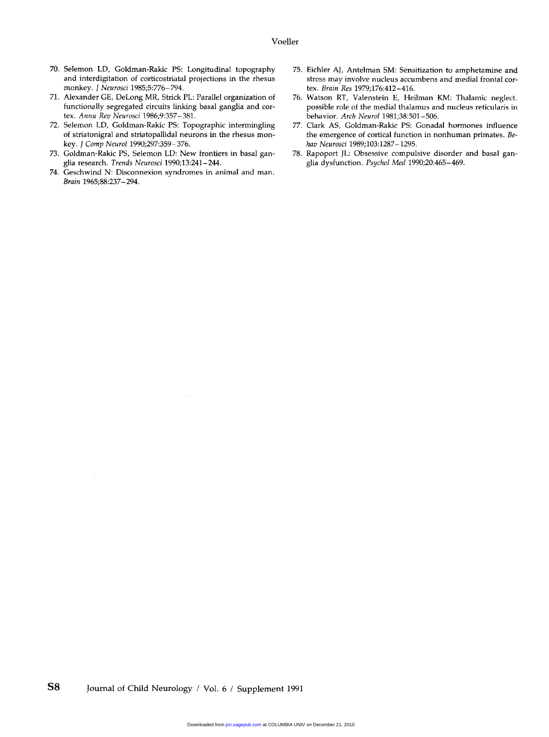70. Selemon LD, Goldman-Rakic PS: Longitudinal topography and interdigitation of corticostriatal projections in the rhesus monkey. *J Neurosci* 1985;5:776–794.
71. Alexander GE, DeLong MR, Strick PL: Parallel organization of functionally segregated circuits linking basal ganglia and cortex. *Annu Rev Neurosci* 1986;9:357–381.
72. Selemon LD, Goldman-Rakic PS: Topographic intermingling of striatonigral and striatopallidal neurons in the rhesus monkey. *J Comp Neurol* 1990;297:359–376.
73. Goldman-Rakic PS, Selemon LD: New frontiers in basal ganglia research. *Trends Neurosci* 1990;13:241–244.
74. Geschwind N: Disconnexion syndromes in animal and man. *Brain* 1965;88:237–294.
75. Eichler AJ, Antelman SM: Sensitization to amphetamine and stress may involve nucleus accumbens and medial frontal cortex. *Brain Res* 1979;176:412–416.
76. Watson RT, Valenstein E, Heilman KM: Thalamic neglect. possible role of the medial thalamus and nucleus reticularis in behavior. *Arch Neurol* 1981;38:501–506.
77. Clark AS, Goldman-Rakic PS: Gonadal hormones influence the emergence of cortical function in nonhuman primates. *Behav Neurosci* 1989;103:1287–1295.
78. Rapoport JL: Obsessive compulsive disorder and basal ganglia dysfunction. *Psychol Med* 1990;20:465–469.